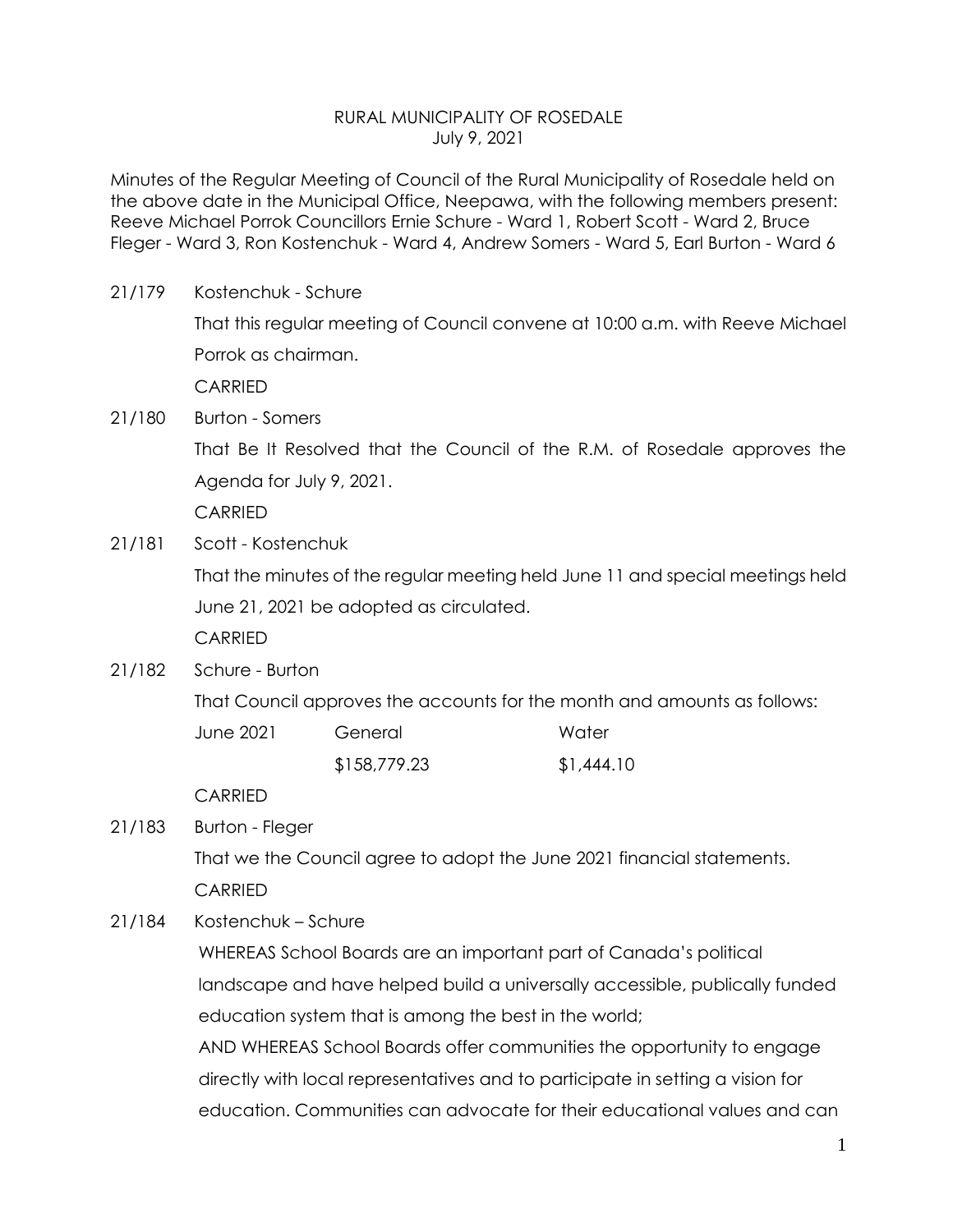RURAL MUNICIPALITY OF ROSEDALE
July 9, 2021

Minutes of the Regular Meeting of Council of the Rural Municipality of Rosedale held on the above date in the Municipal Office, Neepawa, with the following members present: Reeve Michael Porrok Councillors Ernie Schure - Ward 1, Robert Scott - Ward 2, Bruce Fleger - Ward 3, Ron Kostenchuk - Ward 4, Andrew Somers - Ward 5, Earl Burton - Ward 6

21/179 Kostenchuk - Schure

That this regular meeting of Council convene at 10:00 a.m. with Reeve Michael Porrok as chairman.

CARRIED

21/180 Burton - Somers

That Be It Resolved that the Council of the R.M. of Rosedale approves the Agenda for July 9, 2021.

CARRIED

21/181 Scott - Kostenchuk

That the minutes of the regular meeting held June 11 and special meetings held June 21, 2021 be adopted as circulated.

CARRIED

21/182 Schure - Burton

That Council approves the accounts for the month and amounts as follows:

| June 2021 | General | Water |
|---|---|---|
| | $158,779.23 | $1,444.10 |

CARRIED

21/183 Burton - Fleger

That we the Council agree to adopt the June 2021 financial statements.

CARRIED

21/184 Kostenchuk – Schure

WHEREAS School Boards are an important part of Canada's political landscape and have helped build a universally accessible, publically funded education system that is among the best in the world;

AND WHEREAS School Boards offer communities the opportunity to engage directly with local representatives and to participate in setting a vision for education. Communities can advocate for their educational values and can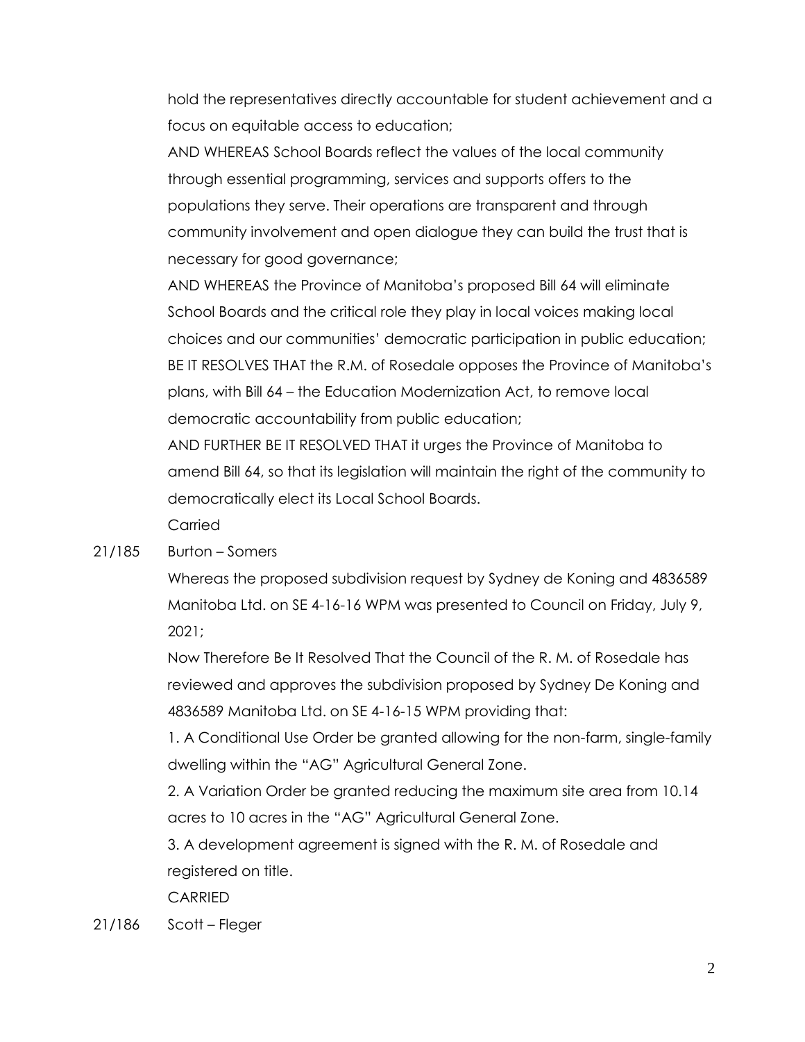hold the representatives directly accountable for student achievement and a focus on equitable access to education;

AND WHEREAS School Boards reflect the values of the local community through essential programming, services and supports offers to the populations they serve. Their operations are transparent and through community involvement and open dialogue they can build the trust that is necessary for good governance;

AND WHEREAS the Province of Manitoba's proposed Bill 64 will eliminate School Boards and the critical role they play in local voices making local choices and our communities' democratic participation in public education;

BE IT RESOLVES THAT the R.M. of Rosedale opposes the Province of Manitoba's plans, with Bill 64 – the Education Modernization Act, to remove local democratic accountability from public education;

AND FURTHER BE IT RESOLVED THAT it urges the Province of Manitoba to amend Bill 64, so that its legislation will maintain the right of the community to democratically elect its Local School Boards.

Carried

21/185 Burton – Somers

Whereas the proposed subdivision request by Sydney de Koning and 4836589 Manitoba Ltd. on SE 4-16-16 WPM was presented to Council on Friday, July 9, 2021;

Now Therefore Be It Resolved That the Council of the R. M. of Rosedale has reviewed and approves the subdivision proposed by Sydney De Koning and 4836589 Manitoba Ltd. on SE 4-16-15 WPM providing that:

1. A Conditional Use Order be granted allowing for the non-farm, single-family dwelling within the "AG" Agricultural General Zone.
2. A Variation Order be granted reducing the maximum site area from 10.14 acres to 10 acres in the "AG" Agricultural General Zone.
3. A development agreement is signed with the R. M. of Rosedale and registered on title.

CARRIED

21/186 Scott – Fleger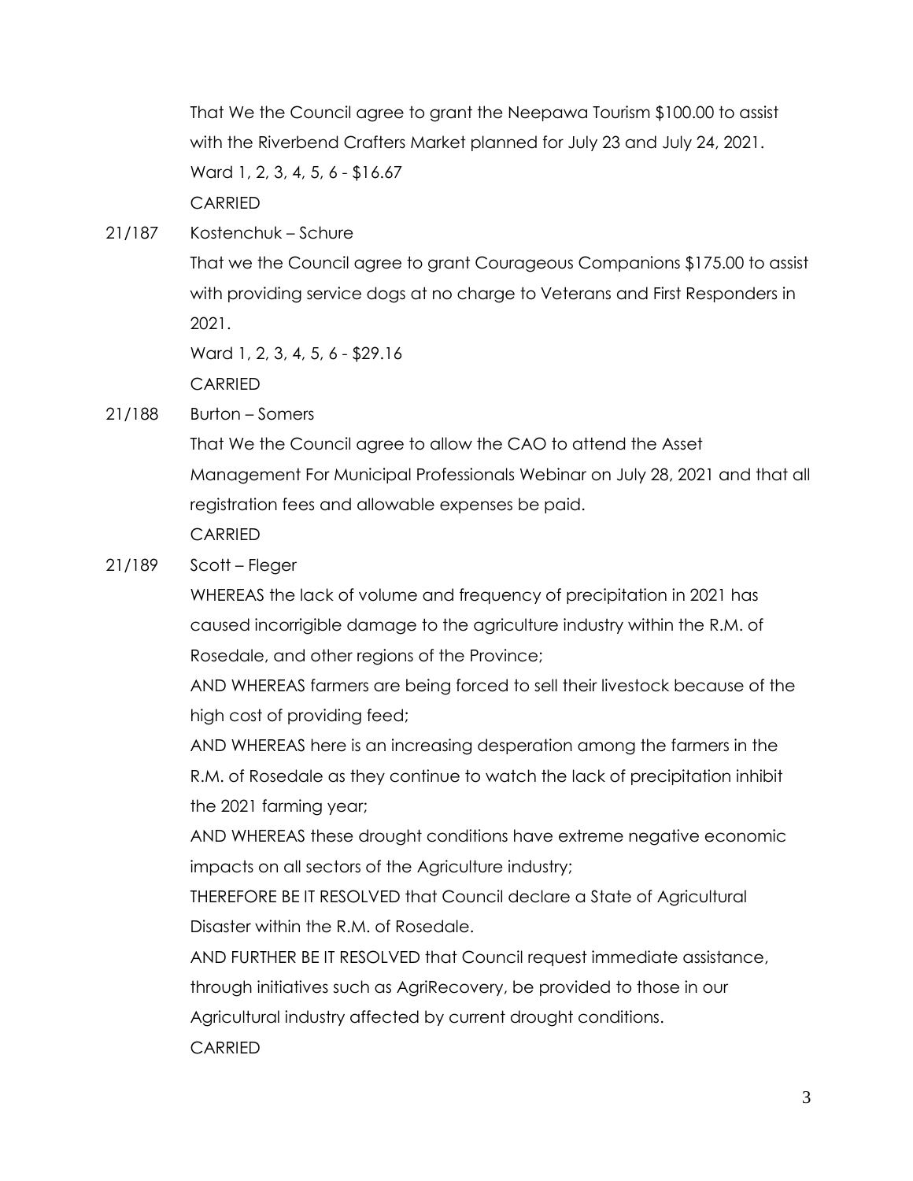That We the Council agree to grant the Neepawa Tourism $100.00 to assist with the Riverbend Crafters Market planned for July 23 and July 24, 2021.
Ward 1, 2, 3, 4, 5, 6 - $16.67
CARRIED

21/187 Kostenchuk – Schure

That we the Council agree to grant Courageous Companions $175.00 to assist with providing service dogs at no charge to Veterans and First Responders in 2021.
Ward 1, 2, 3, 4, 5, 6 - $29.16
CARRIED

21/188 Burton – Somers

That We the Council agree to allow the CAO to attend the Asset Management For Municipal Professionals Webinar on July 28, 2021 and that all registration fees and allowable expenses be paid.
CARRIED

21/189 Scott – Fleger

WHEREAS the lack of volume and frequency of precipitation in 2021 has caused incorrigible damage to the agriculture industry within the R.M. of Rosedale, and other regions of the Province;
AND WHEREAS farmers are being forced to sell their livestock because of the high cost of providing feed;
AND WHEREAS here is an increasing desperation among the farmers in the R.M. of Rosedale as they continue to watch the lack of precipitation inhibit the 2021 farming year;
AND WHEREAS these drought conditions have extreme negative economic impacts on all sectors of the Agriculture industry;
THEREFORE BE IT RESOLVED that Council declare a State of Agricultural Disaster within the R.M. of Rosedale.
AND FURTHER BE IT RESOLVED that Council request immediate assistance, through initiatives such as AgriRecovery, be provided to those in our Agricultural industry affected by current drought conditions.
CARRIED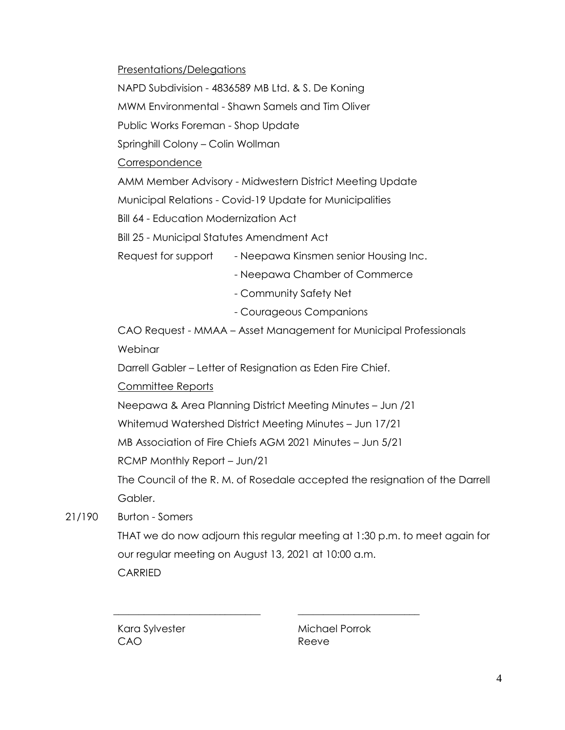Presentations/Delegations

NAPD Subdivision - 4836589 MB Ltd. & S. De Koning

MWM Environmental - Shawn Samels and Tim Oliver

Public Works Foreman - Shop Update

Springhill Colony – Colin Wollman

Correspondence

AMM Member Advisory - Midwestern District Meeting Update

Municipal Relations - Covid-19 Update for Municipalities

Bill 64 - Education Modernization Act

Bill 25 - Municipal Statutes Amendment Act

Request for support - Neepawa Kinsmen senior Housing Inc.

- Neepawa Chamber of Commerce
- Community Safety Net
- Courageous Companions

CAO Request - MMAA – Asset Management for Municipal Professionals Webinar

Darrell Gabler – Letter of Resignation as Eden Fire Chief.

Committee Reports

Neepawa & Area Planning District Meeting Minutes – Jun /21

Whitemud Watershed District Meeting Minutes – Jun 17/21

MB Association of Fire Chiefs AGM 2021 Minutes – Jun 5/21

RCMP Monthly Report – Jun/21

The Council of the R. M. of Rosedale accepted the resignation of the Darrell Gabler.

21/190 Burton - Somers

THAT we do now adjourn this regular meeting at 1:30 p.m. to meet again for our regular meeting on August 13, 2021 at 10:00 a.m.

CARRIED

\_\_\_\_\_\_\_\_\_\_\_\_\_\_\_\_\_\_\_\_\_\_\_\_\_\_\_\_ \_\_\_\_\_\_\_\_\_\_\_\_\_\_\_\_\_\_\_\_\_\_\_\_

Kara Sylvester  
CAO

Michael Porrok  
Reeve